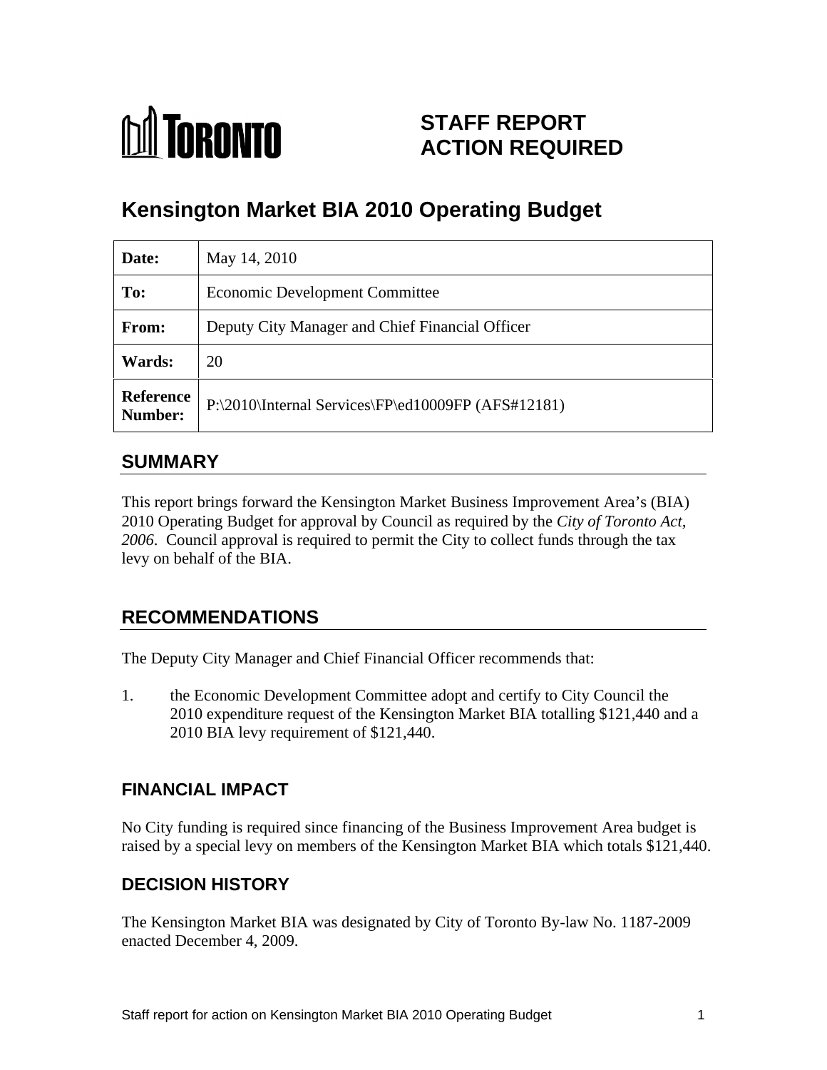**TORONTO**

**STAFF REPORT**
**ACTION REQUIRED**

# Kensington Market BIA 2010 Operating Budget

| | |
|---|---|
| **Date:** | May 14, 2010 |
| **To:** | Economic Development Committee |
| **From:** | Deputy City Manager and Chief Financial Officer |
| **Wards:** | 20 |
| **Reference Number:** | P:\2010\Internal Services\FP\ed10009FP (AFS#12181) |

## SUMMARY

This report brings forward the Kensington Market Business Improvement Area's (BIA) 2010 Operating Budget for approval by Council as required by the *City of Toronto Act, 2006*. Council approval is required to permit the City to collect funds through the tax levy on behalf of the BIA.

## RECOMMENDATIONS

The Deputy City Manager and Chief Financial Officer recommends that:

1. the Economic Development Committee adopt and certify to City Council the 2010 expenditure request of the Kensington Market BIA totalling $121,440 and a 2010 BIA levy requirement of $121,440.

## FINANCIAL IMPACT

No City funding is required since financing of the Business Improvement Area budget is raised by a special levy on members of the Kensington Market BIA which totals $121,440.

## DECISION HISTORY

The Kensington Market BIA was designated by City of Toronto By-law No. 1187-2009 enacted December 4, 2009.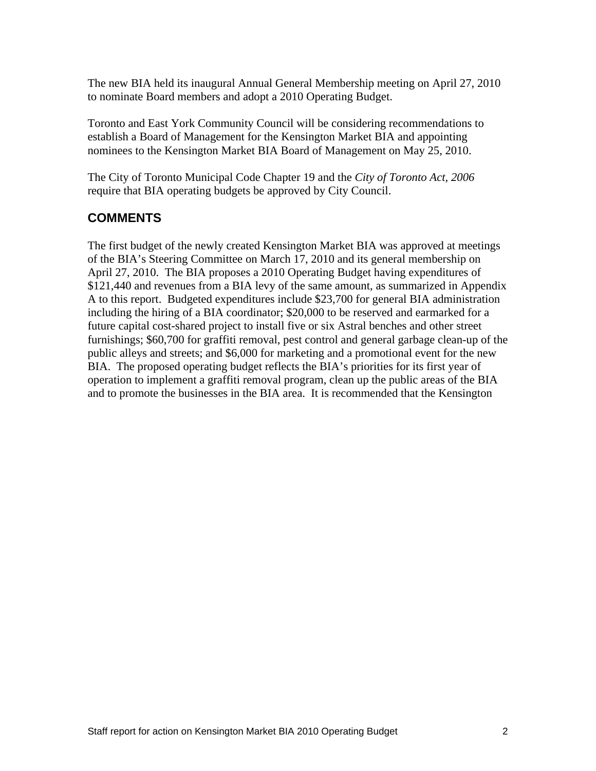The new BIA held its inaugural Annual General Membership meeting on April 27, 2010 to nominate Board members and adopt a 2010 Operating Budget.

Toronto and East York Community Council will be considering recommendations to establish a Board of Management for the Kensington Market BIA and appointing nominees to the Kensington Market BIA Board of Management on May 25, 2010.

The City of Toronto Municipal Code Chapter 19 and the *City of Toronto Act, 2006* require that BIA operating budgets be approved by City Council.

## COMMENTS

The first budget of the newly created Kensington Market BIA was approved at meetings of the BIA's Steering Committee on March 17, 2010 and its general membership on April 27, 2010. The BIA proposes a 2010 Operating Budget having expenditures of $121,440 and revenues from a BIA levy of the same amount, as summarized in Appendix A to this report. Budgeted expenditures include $23,700 for general BIA administration including the hiring of a BIA coordinator; $20,000 to be reserved and earmarked for a future capital cost-shared project to install five or six Astral benches and other street furnishings; $60,700 for graffiti removal, pest control and general garbage clean-up of the public alleys and streets; and $6,000 for marketing and a promotional event for the new BIA. The proposed operating budget reflects the BIA's priorities for its first year of operation to implement a graffiti removal program, clean up the public areas of the BIA and to promote the businesses in the BIA area. It is recommended that the Kensington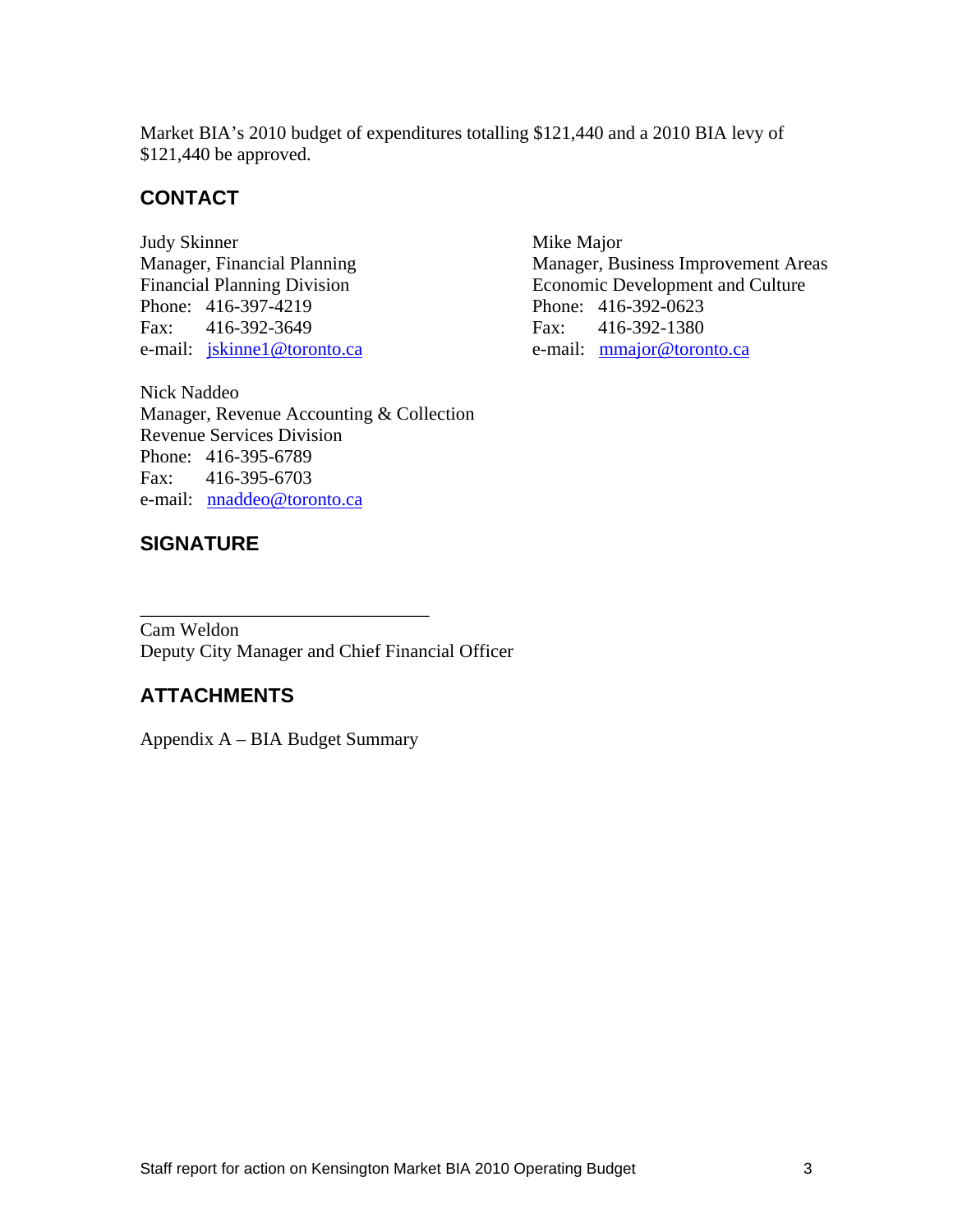Market BIA's 2010 budget of expenditures totalling $121,440 and a 2010 BIA levy of $121,440 be approved.

## CONTACT

Judy Skinner
Manager, Financial Planning
Financial Planning Division
Phone: 416-397-4219
Fax: 416-392-3649
e-mail: jskinne1@toronto.ca

Mike Major
Manager, Business Improvement Areas
Economic Development and Culture
Phone: 416-392-0623
Fax: 416-392-1380
e-mail: mmajor@toronto.ca

Nick Naddeo
Manager, Revenue Accounting & Collection
Revenue Services Division
Phone: 416-395-6789
Fax: 416-395-6703
e-mail: nnaddeo@toronto.ca

## SIGNATURE

_______________________________
Cam Weldon
Deputy City Manager and Chief Financial Officer

## ATTACHMENTS

Appendix A – BIA Budget Summary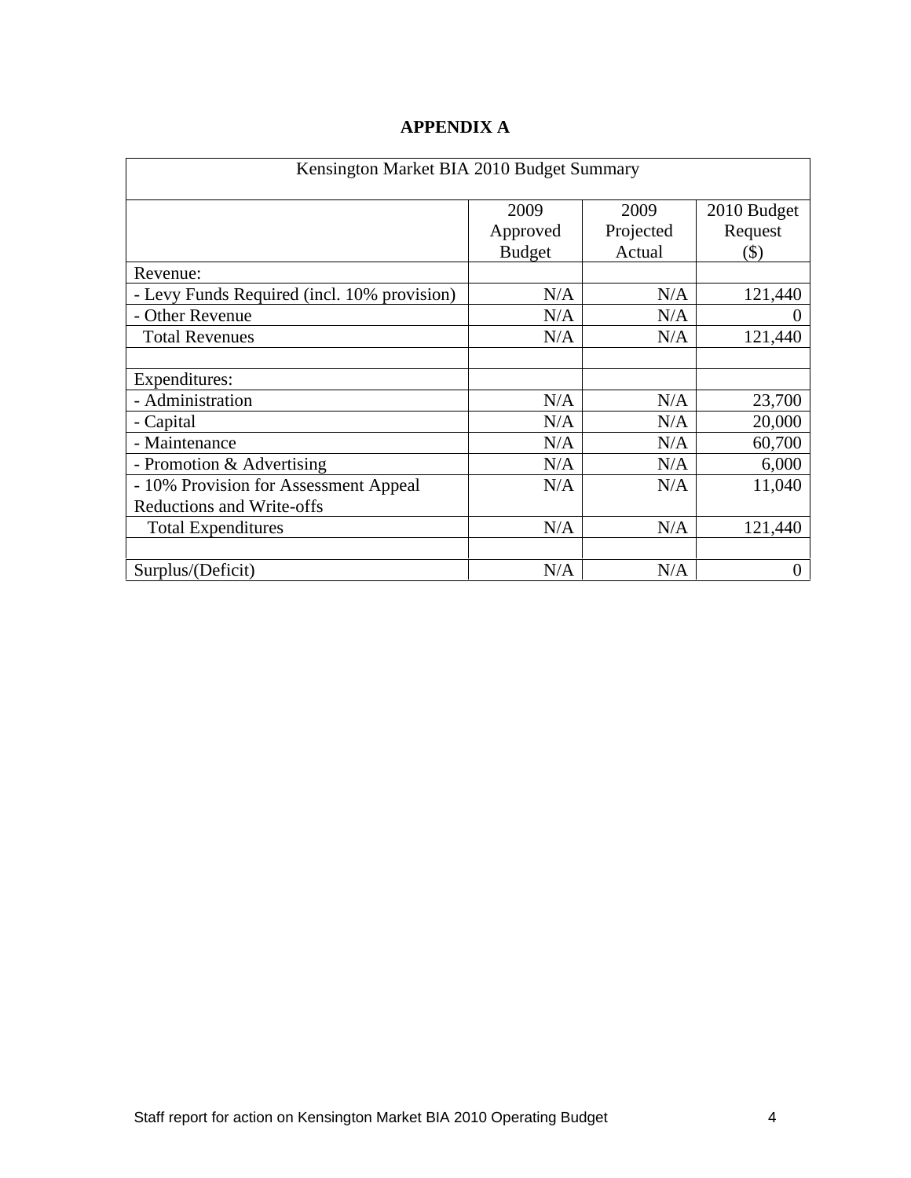## APPENDIX A

| Kensington Market BIA 2010 Budget Summary | | | |
|---|---|---|---|
| | 2009 Approved Budget | 2009 Projected Actual | 2010 Budget Request ($) |
| Revenue: | | | |
| - Levy Funds Required (incl. 10% provision) | N/A | N/A | 121,440 |
| - Other Revenue | N/A | N/A | 0 |
| Total Revenues | N/A | N/A | 121,440 |
| | | | |
| Expenditures: | | | |
| - Administration | N/A | N/A | 23,700 |
| - Capital | N/A | N/A | 20,000 |
| - Maintenance | N/A | N/A | 60,700 |
| - Promotion & Advertising | N/A | N/A | 6,000 |
| - 10% Provision for Assessment Appeal Reductions and Write-offs | N/A | N/A | 11,040 |
| Total Expenditures | N/A | N/A | 121,440 |
| | | | |
| Surplus/(Deficit) | N/A | N/A | 0 |